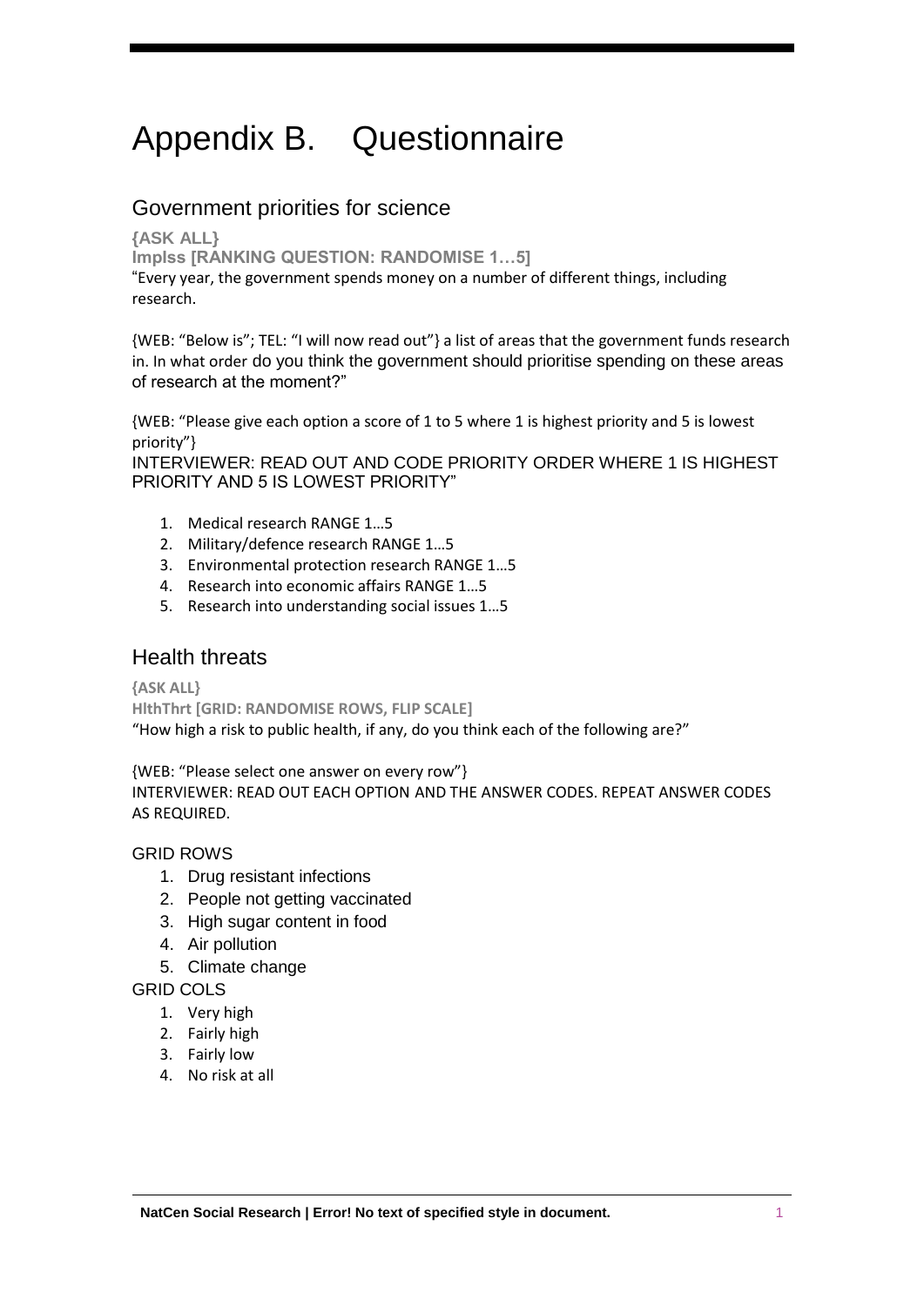# Appendix B. Questionnaire

## Government priorities for science

**{ASK ALL}**

**Implss [RANKING QUESTION: RANDOMISE 1…5]**

"Every year, the government spends money on a number of different things, including research.

{WEB: "Below is"; TEL: "I will now read out"} a list of areas that the government funds research in. In what order do you think the government should prioritise spending on these areas of research at the moment?"

{WEB: "Please give each option a score of 1 to 5 where 1 is highest priority and 5 is lowest priority"}

INTERVIEWER: READ OUT AND CODE PRIORITY ORDER WHERE 1 IS HIGHEST PRIORITY AND 5 IS LOWEST PRIORITY"

1. Medical research RANGE 1…5
2. Military/defence research RANGE 1…5
3. Environmental protection research RANGE 1…5
4. Research into economic affairs RANGE 1…5
5. Research into understanding social issues 1…5

## Health threats

**{ASK ALL}**

**HlthThrt [GRID: RANDOMISE ROWS, FLIP SCALE]**

"How high a risk to public health, if any, do you think each of the following are?"

{WEB: "Please select one answer on every row"}

INTERVIEWER: READ OUT EACH OPTION AND THE ANSWER CODES. REPEAT ANSWER CODES AS REQUIRED.

GRID ROWS

1. Drug resistant infections
2. People not getting vaccinated
3. High sugar content in food
4. Air pollution
5. Climate change

GRID COLS

1. Very high
2. Fairly high
3. Fairly low
4. No risk at all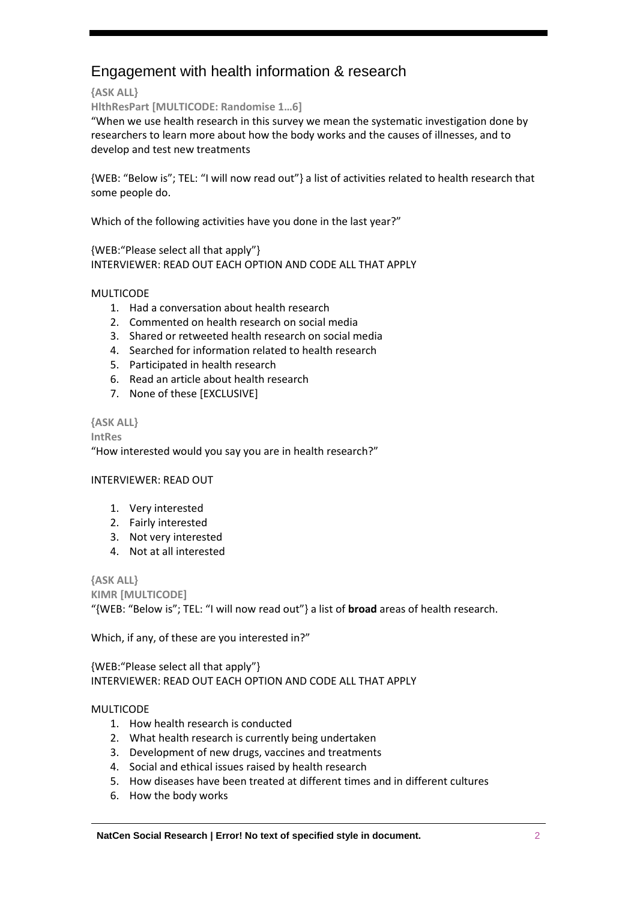# Engagement with health information & research

**{ASK ALL}**

**HlthResPart [MULTICODE: Randomise 1…6]**

"When we use health research in this survey we mean the systematic investigation done by researchers to learn more about how the body works and the causes of illnesses, and to develop and test new treatments

{WEB: "Below is"; TEL: "I will now read out"} a list of activities related to health research that some people do.

Which of the following activities have you done in the last year?"

{WEB:"Please select all that apply"}
INTERVIEWER: READ OUT EACH OPTION AND CODE ALL THAT APPLY

MULTICODE

1. Had a conversation about health research
2. Commented on health research on social media
3. Shared or retweeted health research on social media
4. Searched for information related to health research
5. Participated in health research
6. Read an article about health research
7. None of these [EXCLUSIVE]

**{ASK ALL}**

**IntRes**

"How interested would you say you are in health research?"

INTERVIEWER: READ OUT

1. Very interested
2. Fairly interested
3. Not very interested
4. Not at all interested

**{ASK ALL}**

**KIMR [MULTICODE]**

"{WEB: "Below is"; TEL: "I will now read out"} a list of **broad** areas of health research.

Which, if any, of these are you interested in?"

{WEB:"Please select all that apply"}
INTERVIEWER: READ OUT EACH OPTION AND CODE ALL THAT APPLY

MULTICODE

1. How health research is conducted
2. What health research is currently being undertaken
3. Development of new drugs, vaccines and treatments
4. Social and ethical issues raised by health research
5. How diseases have been treated at different times and in different cultures
6. How the body works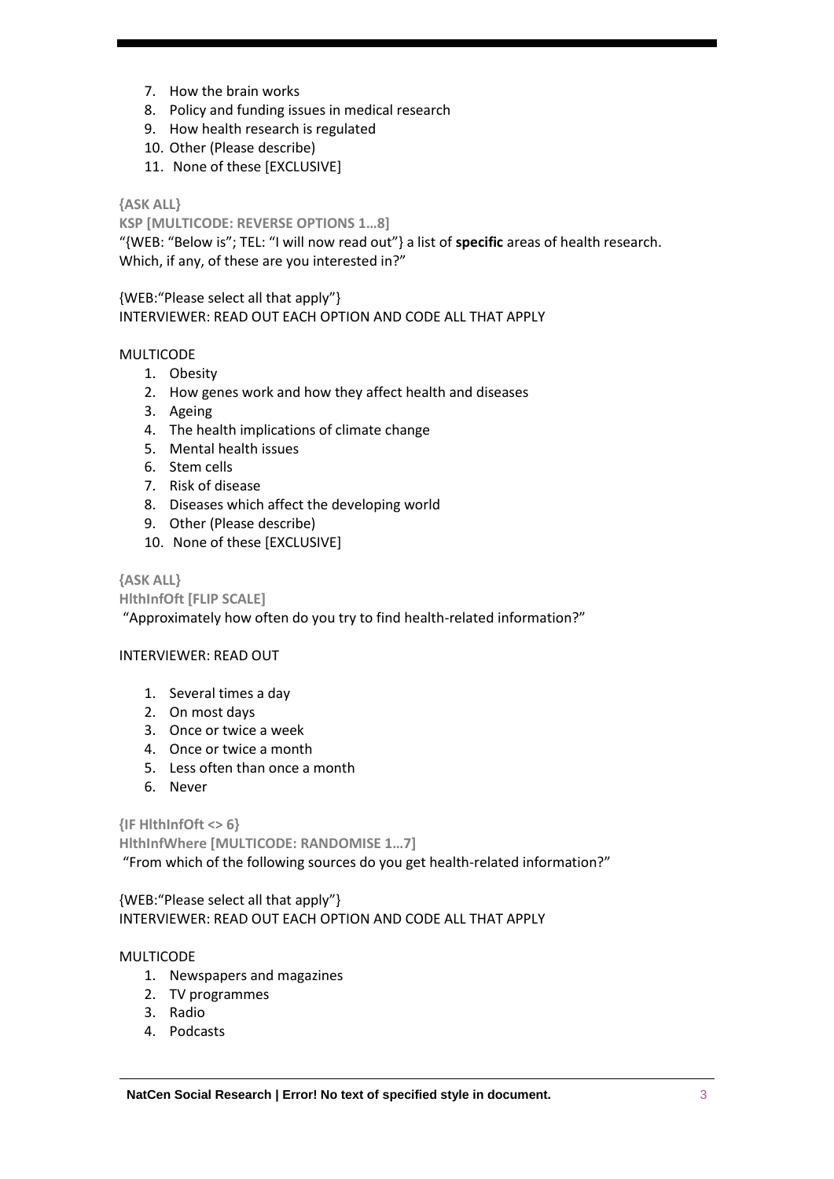7. How the brain works
8. Policy and funding issues in medical research
9. How health research is regulated
10. Other (Please describe)
11. None of these [EXCLUSIVE]

**{ASK ALL}**

**KSP [MULTICODE: REVERSE OPTIONS 1…8]**

"{WEB: "Below is"; TEL: "I will now read out"} a list of **specific** areas of health research. Which, if any, of these are you interested in?"

{WEB:"Please select all that apply"}
INTERVIEWER: READ OUT EACH OPTION AND CODE ALL THAT APPLY

MULTICODE

1. Obesity
2. How genes work and how they affect health and diseases
3. Ageing
4. The health implications of climate change
5. Mental health issues
6. Stem cells
7. Risk of disease
8. Diseases which affect the developing world
9. Other (Please describe)
10. None of these [EXCLUSIVE]

**{ASK ALL}**

**HlthInfOft [FLIP SCALE]**

"Approximately how often do you try to find health-related information?"

INTERVIEWER: READ OUT

1. Several times a day
2. On most days
3. Once or twice a week
4. Once or twice a month
5. Less often than once a month
6. Never

**{IF HlthInfOft <> 6}**

**HlthInfWhere [MULTICODE: RANDOMISE 1…7]**

"From which of the following sources do you get health-related information?"

{WEB:"Please select all that apply"}
INTERVIEWER: READ OUT EACH OPTION AND CODE ALL THAT APPLY

MULTICODE

1. Newspapers and magazines
2. TV programmes
3. Radio
4. Podcasts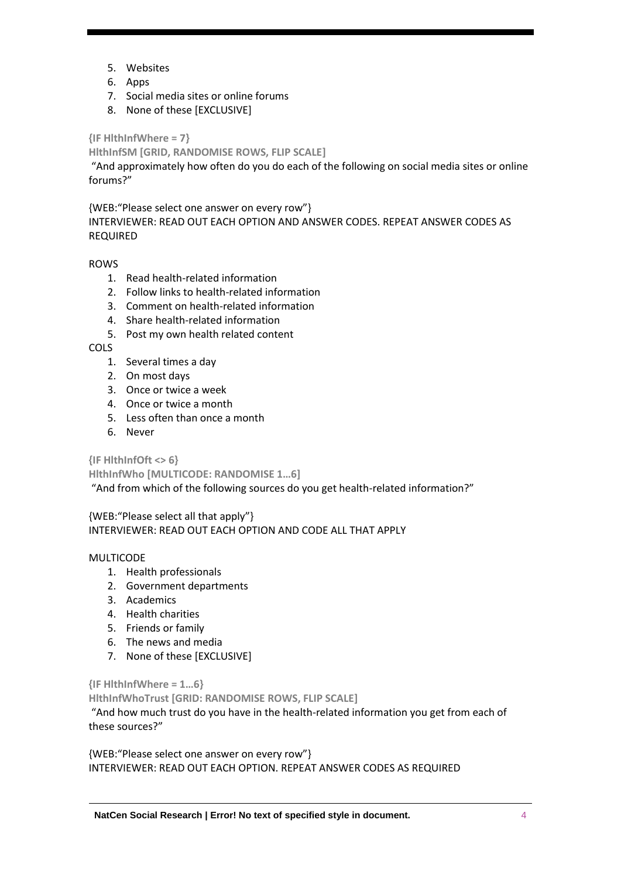5. Websites
6. Apps
7. Social media sites or online forums
8. None of these [EXCLUSIVE]

**{IF HlthInfWhere = 7}**

**HlthInfSM [GRID, RANDOMISE ROWS, FLIP SCALE]**

"And approximately how often do you do each of the following on social media sites or online forums?"

{WEB:"Please select one answer on every row"}
INTERVIEWER: READ OUT EACH OPTION AND ANSWER CODES. REPEAT ANSWER CODES AS REQUIRED

ROWS

1. Read health-related information
2. Follow links to health-related information
3. Comment on health-related information
4. Share health-related information
5. Post my own health related content

COLS

1. Several times a day
2. On most days
3. Once or twice a week
4. Once or twice a month
5. Less often than once a month
6. Never

**{IF HlthInfOft <> 6}**

**HlthInfWho [MULTICODE: RANDOMISE 1…6]**

"And from which of the following sources do you get health-related information?"

{WEB:"Please select all that apply"}
INTERVIEWER: READ OUT EACH OPTION AND CODE ALL THAT APPLY

MULTICODE

1. Health professionals
2. Government departments
3. Academics
4. Health charities
5. Friends or family
6. The news and media
7. None of these [EXCLUSIVE]

**{IF HlthInfWhere = 1…6}**

**HlthInfWhoTrust [GRID: RANDOMISE ROWS, FLIP SCALE]**

"And how much trust do you have in the health-related information you get from each of these sources?"

{WEB:"Please select one answer on every row"}
INTERVIEWER: READ OUT EACH OPTION. REPEAT ANSWER CODES AS REQUIRED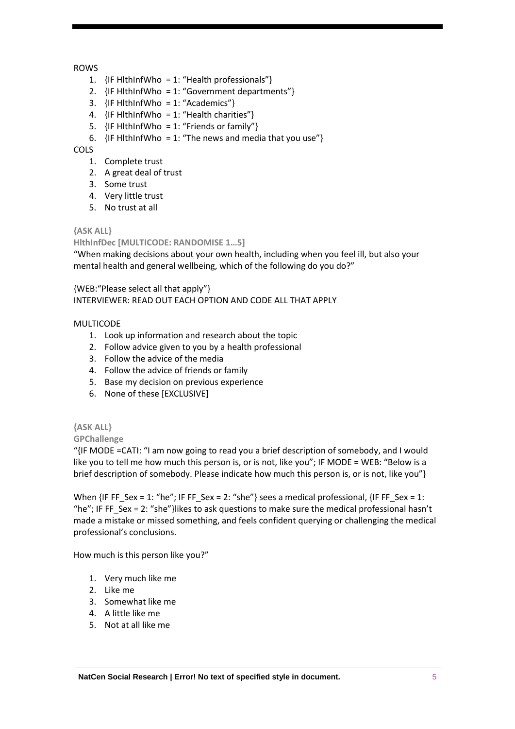ROWS

1. {IF HlthInfWho = 1: "Health professionals"}
2. {IF HlthInfWho = 1: "Government departments"}
3. {IF HlthInfWho = 1: "Academics"}
4. {IF HlthInfWho = 1: "Health charities"}
5. {IF HlthInfWho = 1: "Friends or family"}
6. {IF HlthInfWho = 1: "The news and media that you use"}

COLS

1. Complete trust
2. A great deal of trust
3. Some trust
4. Very little trust
5. No trust at all

**{ASK ALL}**

**HlthInfDec [MULTICODE: RANDOMISE 1…5]**

"When making decisions about your own health, including when you feel ill, but also your mental health and general wellbeing, which of the following do you do?"

{WEB:"Please select all that apply"}
INTERVIEWER: READ OUT EACH OPTION AND CODE ALL THAT APPLY

MULTICODE

1. Look up information and research about the topic
2. Follow advice given to you by a health professional
3. Follow the advice of the media
4. Follow the advice of friends or family
5. Base my decision on previous experience
6. None of these [EXCLUSIVE]

**{ASK ALL}**

**GPChallenge**

"{IF MODE =CATI: "I am now going to read you a brief description of somebody, and I would like you to tell me how much this person is, or is not, like you"; IF MODE = WEB: "Below is a brief description of somebody. Please indicate how much this person is, or is not, like you"}

When {IF FF_Sex = 1: "he"; IF FF_Sex = 2: "she"} sees a medical professional, {IF FF_Sex = 1: "he"; IF FF_Sex = 2: "she"}likes to ask questions to make sure the medical professional hasn't made a mistake or missed something, and feels confident querying or challenging the medical professional's conclusions.

How much is this person like you?"

1. Very much like me
2. Like me
3. Somewhat like me
4. A little like me
5. Not at all like me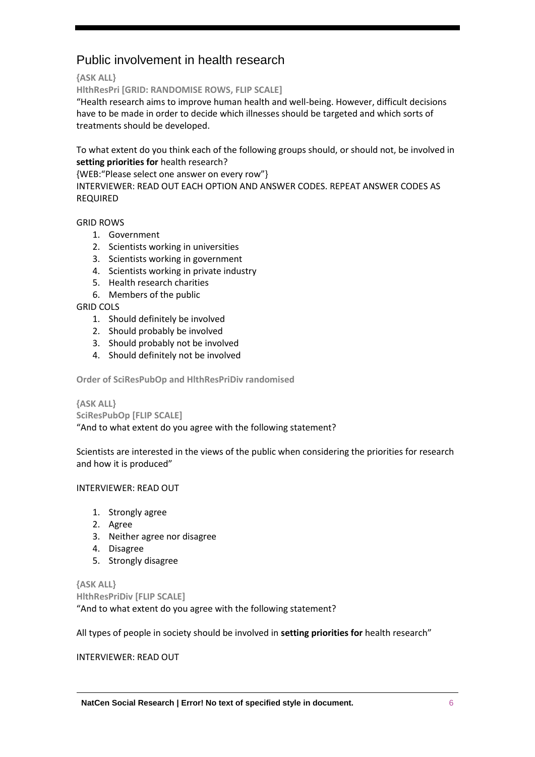# Public involvement in health research

**{ASK ALL}**

**HlthResPri [GRID: RANDOMISE ROWS, FLIP SCALE]**

"Health research aims to improve human health and well-being. However, difficult decisions have to be made in order to decide which illnesses should be targeted and which sorts of treatments should be developed.

To what extent do you think each of the following groups should, or should not, be involved in **setting priorities for** health research?

{WEB:"Please select one answer on every row"}

INTERVIEWER: READ OUT EACH OPTION AND ANSWER CODES. REPEAT ANSWER CODES AS REQUIRED

GRID ROWS

1. Government
2. Scientists working in universities
3. Scientists working in government
4. Scientists working in private industry
5. Health research charities
6. Members of the public

GRID COLS

1. Should definitely be involved
2. Should probably be involved
3. Should probably not be involved
4. Should definitely not be involved

**Order of SciResPubOp and HlthResPriDiv randomised**

**{ASK ALL}**

**SciResPubOp [FLIP SCALE]**

"And to what extent do you agree with the following statement?

Scientists are interested in the views of the public when considering the priorities for research and how it is produced"

INTERVIEWER: READ OUT

1. Strongly agree
2. Agree
3. Neither agree nor disagree
4. Disagree
5. Strongly disagree

**{ASK ALL}**

**HlthResPriDiv [FLIP SCALE]**

"And to what extent do you agree with the following statement?

All types of people in society should be involved in **setting priorities for** health research"

INTERVIEWER: READ OUT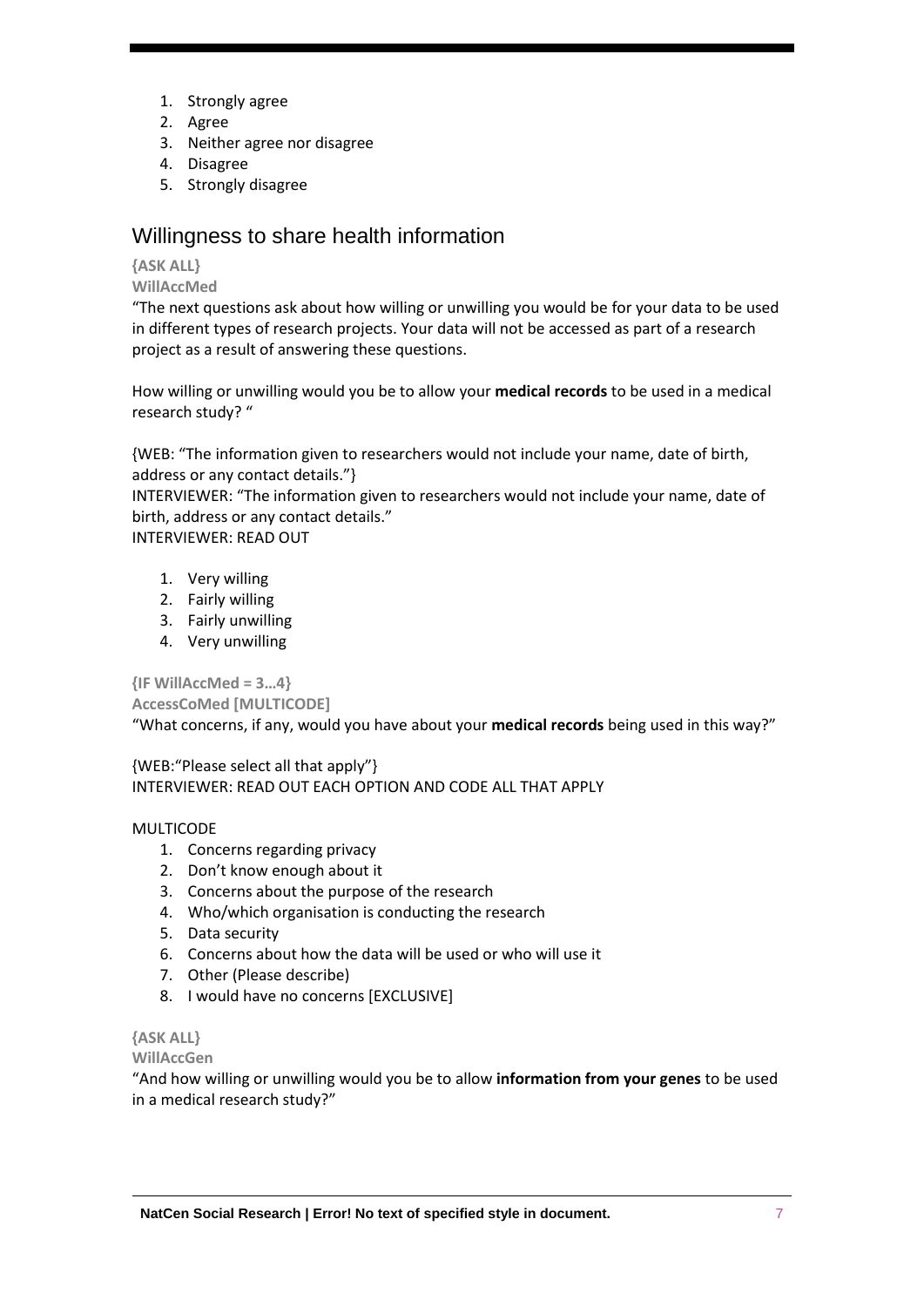1. Strongly agree
2. Agree
3. Neither agree nor disagree
4. Disagree
5. Strongly disagree

## Willingness to share health information

**{ASK ALL}**

**WillAccMed**

"The next questions ask about how willing or unwilling you would be for your data to be used in different types of research projects. Your data will not be accessed as part of a research project as a result of answering these questions.

How willing or unwilling would you be to allow your **medical records** to be used in a medical research study? "

{WEB: "The information given to researchers would not include your name, date of birth, address or any contact details."}
INTERVIEWER: "The information given to researchers would not include your name, date of birth, address or any contact details."
INTERVIEWER: READ OUT

1. Very willing
2. Fairly willing
3. Fairly unwilling
4. Very unwilling

**{IF WillAccMed = 3…4}**

**AccessCoMed [MULTICODE]**

"What concerns, if any, would you have about your **medical records** being used in this way?"

{WEB:"Please select all that apply"}
INTERVIEWER: READ OUT EACH OPTION AND CODE ALL THAT APPLY

MULTICODE

1. Concerns regarding privacy
2. Don't know enough about it
3. Concerns about the purpose of the research
4. Who/which organisation is conducting the research
5. Data security
6. Concerns about how the data will be used or who will use it
7. Other (Please describe)
8. I would have no concerns [EXCLUSIVE]

**{ASK ALL}**

**WillAccGen**

"And how willing or unwilling would you be to allow **information from your genes** to be used in a medical research study?"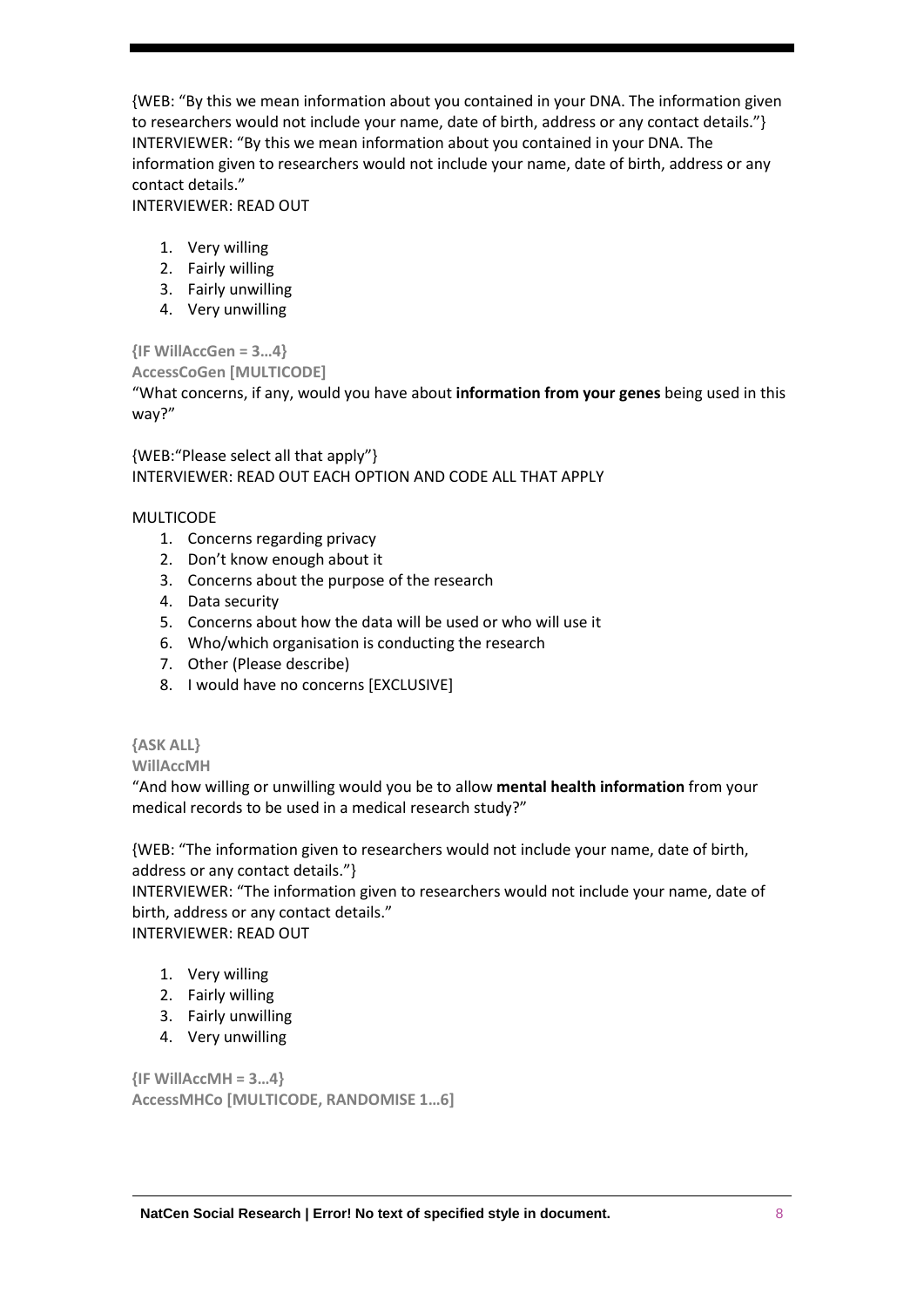{WEB: "By this we mean information about you contained in your DNA. The information given to researchers would not include your name, date of birth, address or any contact details."}
INTERVIEWER: "By this we mean information about you contained in your DNA. The information given to researchers would not include your name, date of birth, address or any contact details."
INTERVIEWER: READ OUT

1. Very willing
2. Fairly willing
3. Fairly unwilling
4. Very unwilling

**{IF WillAccGen = 3…4}**
**AccessCoGen [MULTICODE]**
"What concerns, if any, would you have about **information from your genes** being used in this way?"

{WEB:"Please select all that apply"}
INTERVIEWER: READ OUT EACH OPTION AND CODE ALL THAT APPLY

MULTICODE

1. Concerns regarding privacy
2. Don't know enough about it
3. Concerns about the purpose of the research
4. Data security
5. Concerns about how the data will be used or who will use it
6. Who/which organisation is conducting the research
7. Other (Please describe)
8. I would have no concerns [EXCLUSIVE]

**{ASK ALL}**
**WillAccMH**
"And how willing or unwilling would you be to allow **mental health information** from your medical records to be used in a medical research study?"

{WEB: "The information given to researchers would not include your name, date of birth, address or any contact details."}
INTERVIEWER: "The information given to researchers would not include your name, date of birth, address or any contact details."
INTERVIEWER: READ OUT

1. Very willing
2. Fairly willing
3. Fairly unwilling
4. Very unwilling

**{IF WillAccMH = 3…4}**
**AccessMHCo [MULTICODE, RANDOMISE 1…6]**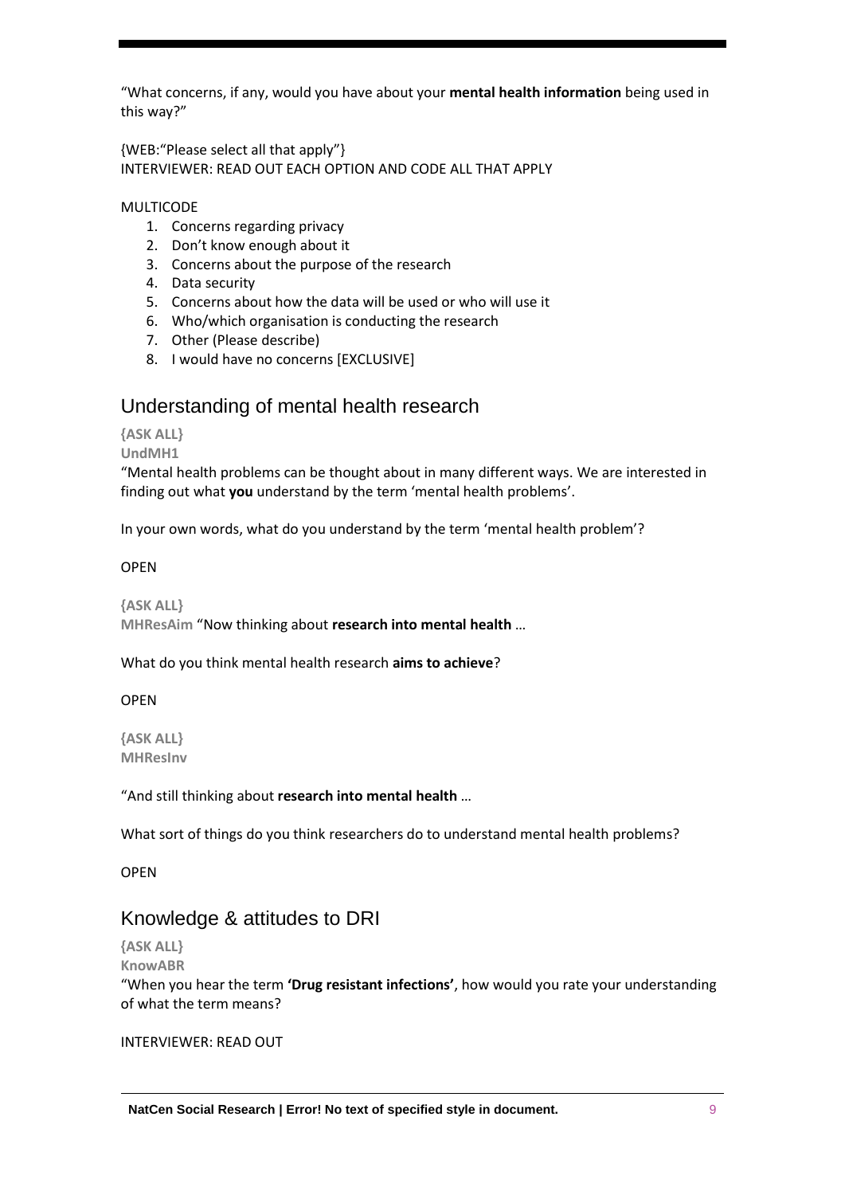“What concerns, if any, would you have about your **mental health information** being used in this way?”

{WEB:“Please select all that apply”}
INTERVIEWER: READ OUT EACH OPTION AND CODE ALL THAT APPLY

MULTICODE

1. Concerns regarding privacy
2. Don’t know enough about it
3. Concerns about the purpose of the research
4. Data security
5. Concerns about how the data will be used or who will use it
6. Who/which organisation is conducting the research
7. Other (Please describe)
8. I would have no concerns [EXCLUSIVE]

## Understanding of mental health research

**{ASK ALL}**
**UndMH1**
“Mental health problems can be thought about in many different ways. We are interested in finding out what **you** understand by the term ‘mental health problems’.

In your own words, what do you understand by the term ‘mental health problem’?

OPEN

**{ASK ALL}**
**MHResAim** “Now thinking about **research into mental health** …

What do you think mental health research **aims to achieve**?

OPEN

**{ASK ALL}**
**MHResInv**

“And still thinking about **research into mental health** …

What sort of things do you think researchers do to understand mental health problems?

OPEN

## Knowledge & attitudes to DRI

**{ASK ALL}**
**KnowABR**
“When you hear the term **‘Drug resistant infections’**, how would you rate your understanding of what the term means?

INTERVIEWER: READ OUT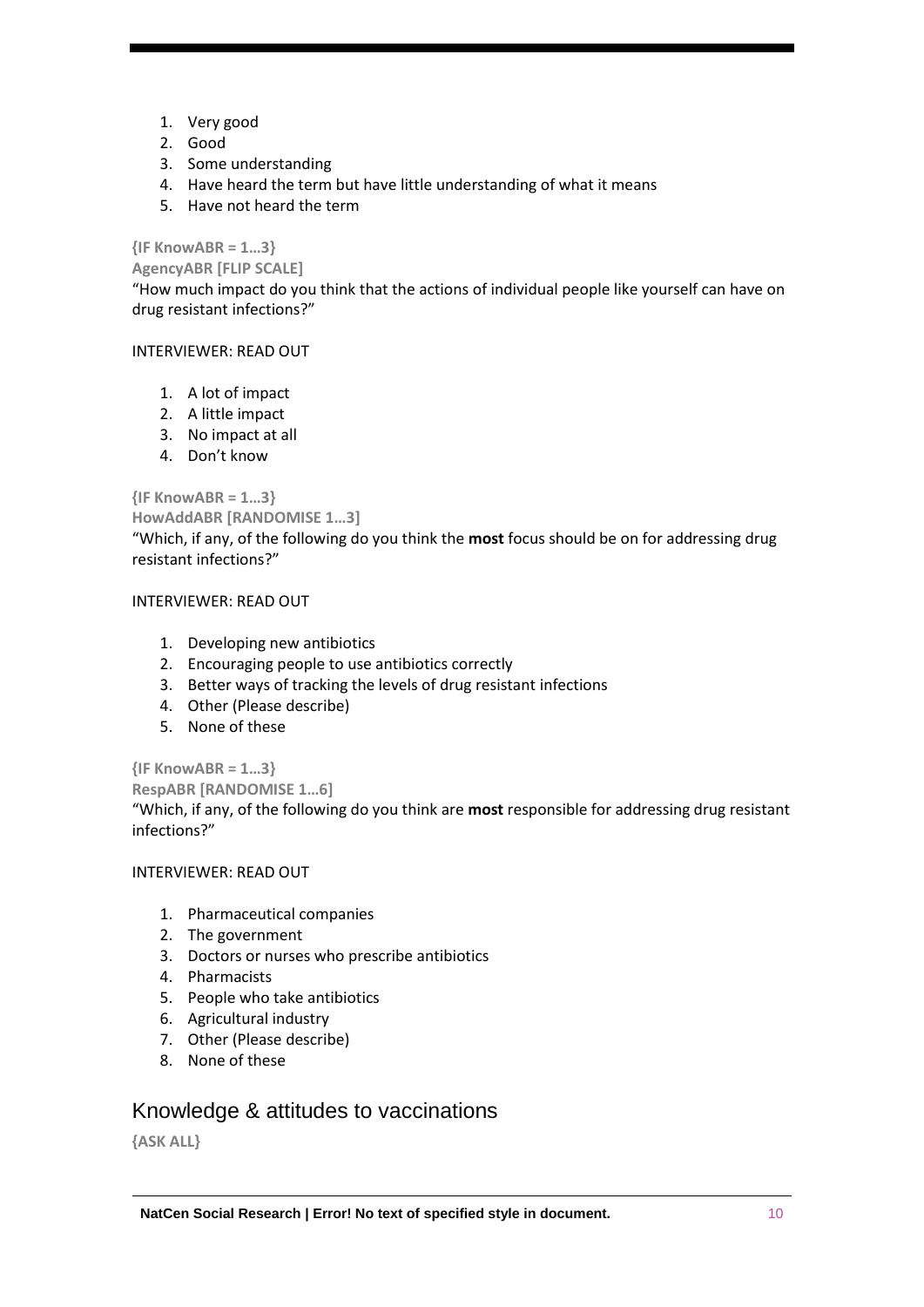1. Very good
2. Good
3. Some understanding
4. Have heard the term but have little understanding of what it means
5. Have not heard the term

**{IF KnowABR = 1…3}**

**AgencyABR [FLIP SCALE]**

"How much impact do you think that the actions of individual people like yourself can have on drug resistant infections?"

INTERVIEWER: READ OUT

1. A lot of impact
2. A little impact
3. No impact at all
4. Don't know

**{IF KnowABR = 1…3}**

**HowAddABR [RANDOMISE 1…3]**

"Which, if any, of the following do you think the **most** focus should be on for addressing drug resistant infections?"

INTERVIEWER: READ OUT

1. Developing new antibiotics
2. Encouraging people to use antibiotics correctly
3. Better ways of tracking the levels of drug resistant infections
4. Other (Please describe)
5. None of these

**{IF KnowABR = 1…3}**

**RespABR [RANDOMISE 1…6]**

"Which, if any, of the following do you think are **most** responsible for addressing drug resistant infections?"

INTERVIEWER: READ OUT

1. Pharmaceutical companies
2. The government
3. Doctors or nurses who prescribe antibiotics
4. Pharmacists
5. People who take antibiotics
6. Agricultural industry
7. Other (Please describe)
8. None of these

## Knowledge & attitudes to vaccinations

**{ASK ALL}**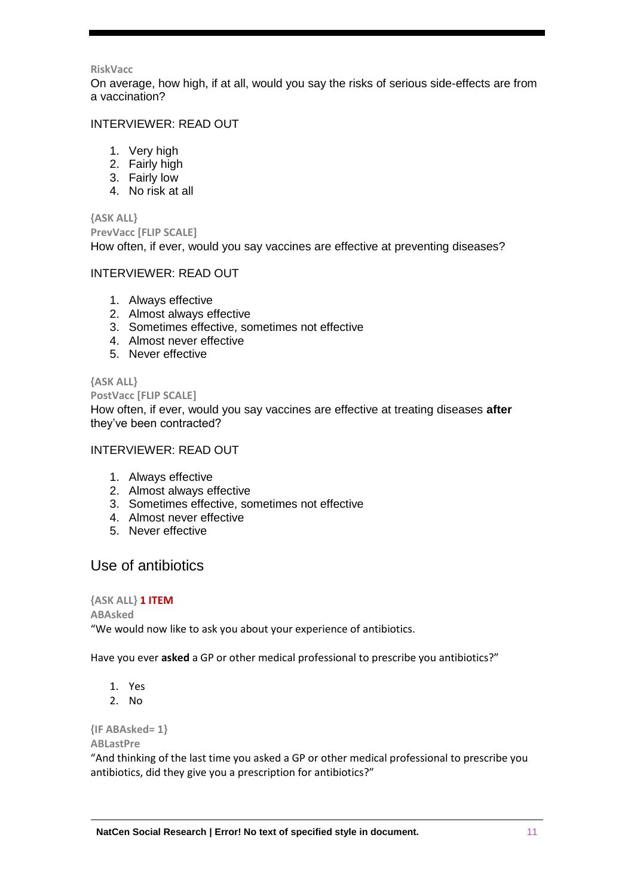RiskVacc

On average, how high, if at all, would you say the risks of serious side-effects are from a vaccination?

INTERVIEWER: READ OUT

1. Very high
2. Fairly high
3. Fairly low
4. No risk at all

{ASK ALL}

PrevVacc [FLIP SCALE]

How often, if ever, would you say vaccines are effective at preventing diseases?

INTERVIEWER: READ OUT

1. Always effective
2. Almost always effective
3. Sometimes effective, sometimes not effective
4. Almost never effective
5. Never effective

{ASK ALL}

PostVacc [FLIP SCALE]

How often, if ever, would you say vaccines are effective at treating diseases **after** they've been contracted?

INTERVIEWER: READ OUT

1. Always effective
2. Almost always effective
3. Sometimes effective, sometimes not effective
4. Almost never effective
5. Never effective

## Use of antibiotics

{ASK ALL} **1 ITEM**

ABAsked

"We would now like to ask you about your experience of antibiotics.

Have you ever **asked** a GP or other medical professional to prescribe you antibiotics?"

1. Yes
2. No

{IF ABAsked= 1}

ABLastPre

"And thinking of the last time you asked a GP or other medical professional to prescribe you antibiotics, did they give you a prescription for antibiotics?"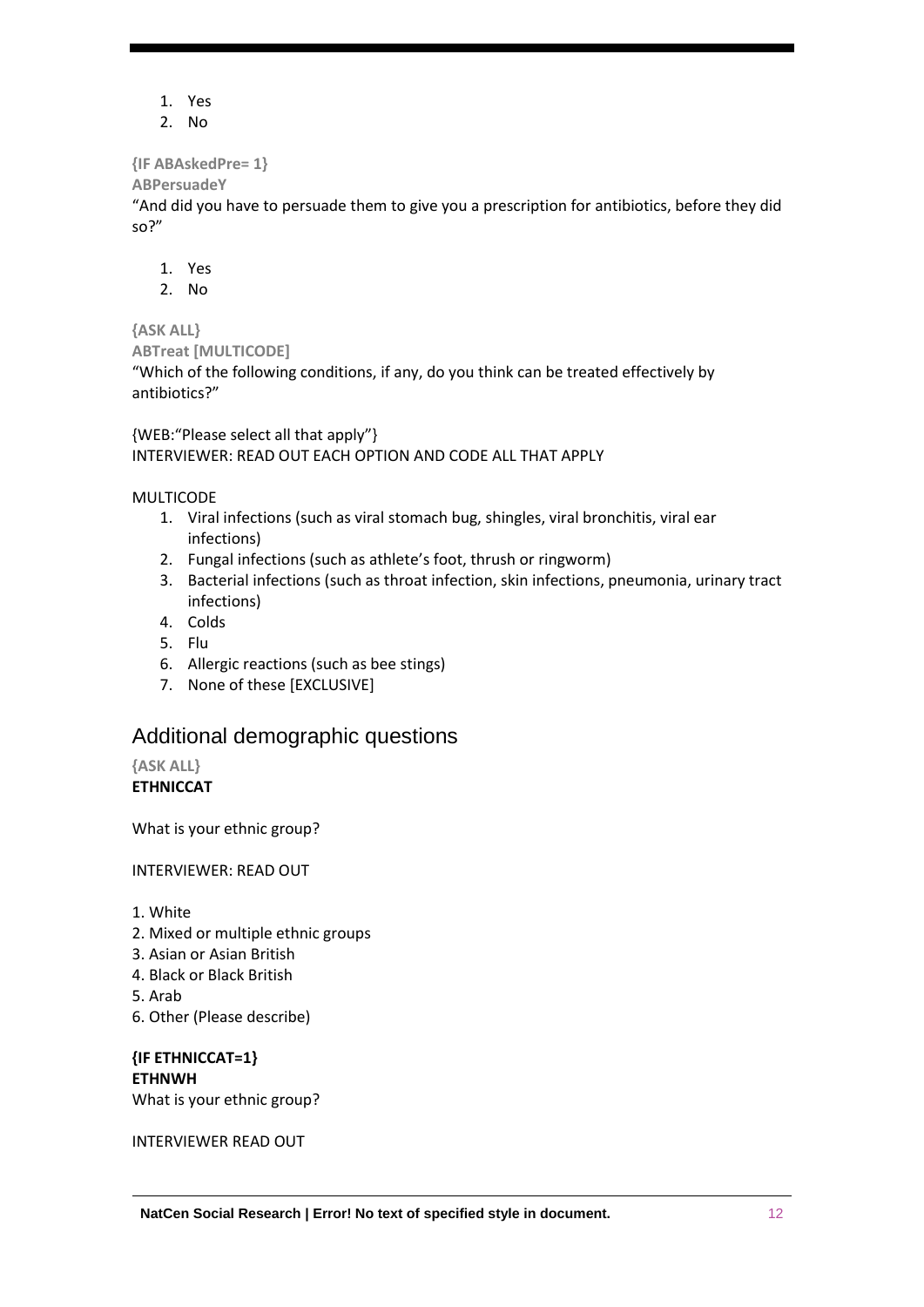1. Yes
2. No

**{IF ABAskedPre= 1}**

**ABPersuadeY**

"And did you have to persuade them to give you a prescription for antibiotics, before they did so?"

1. Yes
2. No

**{ASK ALL}**

**ABTreat [MULTICODE]**

"Which of the following conditions, if any, do you think can be treated effectively by antibiotics?"

{WEB:"Please select all that apply"}
INTERVIEWER: READ OUT EACH OPTION AND CODE ALL THAT APPLY

MULTICODE

1. Viral infections (such as viral stomach bug, shingles, viral bronchitis, viral ear infections)
2. Fungal infections (such as athlete's foot, thrush or ringworm)
3. Bacterial infections (such as throat infection, skin infections, pneumonia, urinary tract infections)
4. Colds
5. Flu
6. Allergic reactions (such as bee stings)
7. None of these [EXCLUSIVE]

## Additional demographic questions

**{ASK ALL}**

**ETHNICCAT**

What is your ethnic group?

INTERVIEWER: READ OUT

1. White
2. Mixed or multiple ethnic groups
3. Asian or Asian British
4. Black or Black British
5. Arab
6. Other (Please describe)

**{IF ETHNICCAT=1}**

**ETHNWH**

What is your ethnic group?

INTERVIEWER READ OUT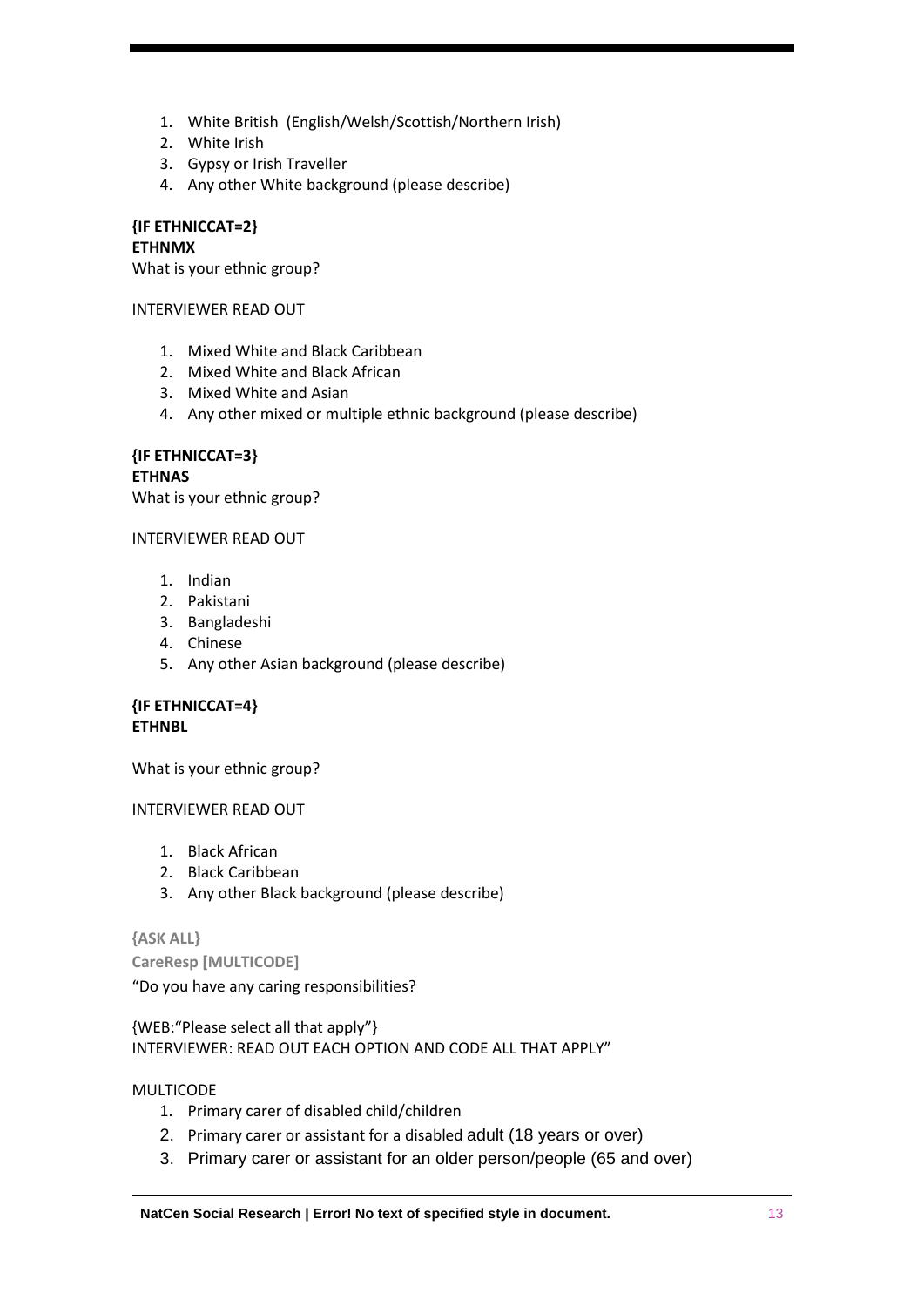1. White British (English/Welsh/Scottish/Northern Irish)
2. White Irish
3. Gypsy or Irish Traveller
4. Any other White background (please describe)

**{IF ETHNICCAT=2}**
**ETHNMX**
What is your ethnic group?

INTERVIEWER READ OUT

1. Mixed White and Black Caribbean
2. Mixed White and Black African
3. Mixed White and Asian
4. Any other mixed or multiple ethnic background (please describe)

**{IF ETHNICCAT=3}**
**ETHNAS**
What is your ethnic group?

INTERVIEWER READ OUT

1. Indian
2. Pakistani
3. Bangladeshi
4. Chinese
5. Any other Asian background (please describe)

**{IF ETHNICCAT=4}**
**ETHNBL**

What is your ethnic group?

INTERVIEWER READ OUT

1. Black African
2. Black Caribbean
3. Any other Black background (please describe)

**{ASK ALL}**
**CareResp [MULTICODE]**
"Do you have any caring responsibilities?

{WEB:"Please select all that apply"}
INTERVIEWER: READ OUT EACH OPTION AND CODE ALL THAT APPLY"

MULTICODE

1. Primary carer of disabled child/children
2. Primary carer or assistant for a disabled adult (18 years or over)
3. Primary carer or assistant for an older person/people (65 and over)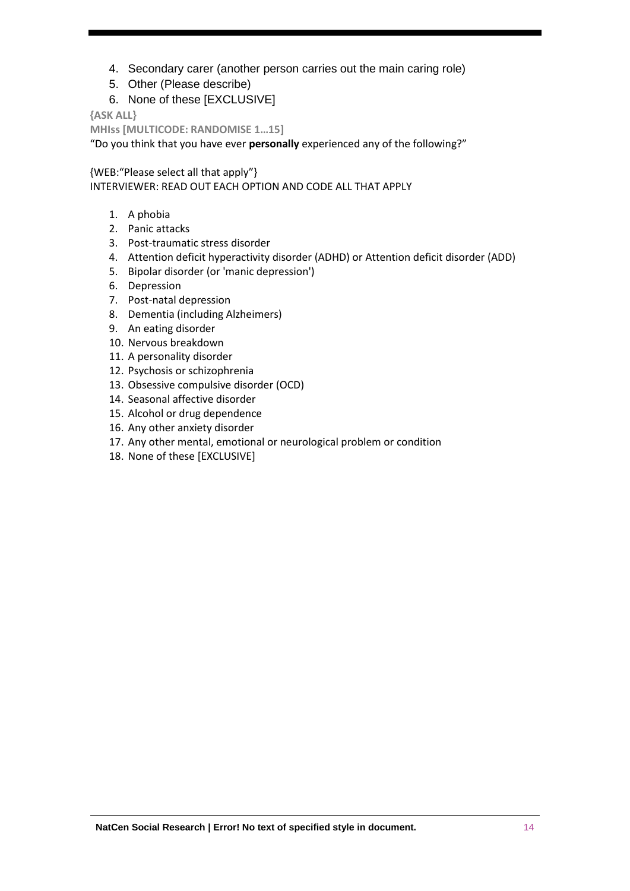4. Secondary carer (another person carries out the main caring role)
5. Other (Please describe)
6. None of these [EXCLUSIVE]

**{ASK ALL}**

**MHIss [MULTICODE: RANDOMISE 1…15]**

"Do you think that you have ever **personally** experienced any of the following?"

{WEB:"Please select all that apply"}
INTERVIEWER: READ OUT EACH OPTION AND CODE ALL THAT APPLY

1. A phobia
2. Panic attacks
3. Post-traumatic stress disorder
4. Attention deficit hyperactivity disorder (ADHD) or Attention deficit disorder (ADD)
5. Bipolar disorder (or 'manic depression')
6. Depression
7. Post-natal depression
8. Dementia (including Alzheimers)
9. An eating disorder
10. Nervous breakdown
11. A personality disorder
12. Psychosis or schizophrenia
13. Obsessive compulsive disorder (OCD)
14. Seasonal affective disorder
15. Alcohol or drug dependence
16. Any other anxiety disorder
17. Any other mental, emotional or neurological problem or condition
18. None of these [EXCLUSIVE]